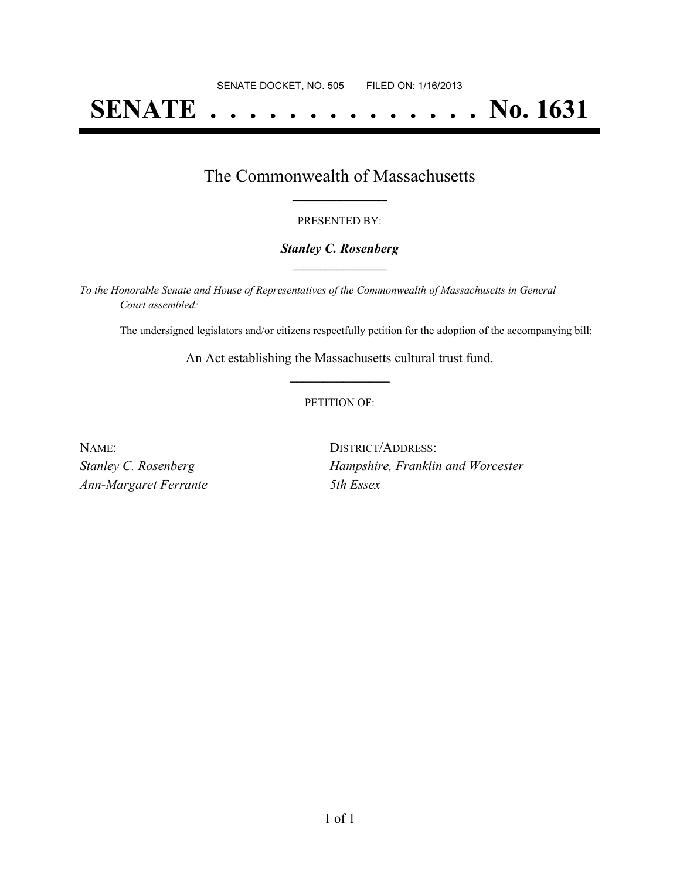SENATE DOCKET, NO. 505        FILED ON: 1/16/2013

# SENATE . . . . . . . . . . . . . . No. 1631

## The Commonwealth of Massachusetts

PRESENTED BY:

***Stanley C. Rosenberg***

*To the Honorable Senate and House of Representatives of the Commonwealth of Massachusetts in General Court assembled:*

The undersigned legislators and/or citizens respectfully petition for the adoption of the accompanying bill:

An Act establishing the Massachusetts cultural trust fund.

PETITION OF:

| NAME: | DISTRICT/ADDRESS: |
| --- | --- |
| *Stanley C. Rosenberg* | *Hampshire, Franklin and Worcester* |
| *Ann-Margaret Ferrante* | *5th Essex* |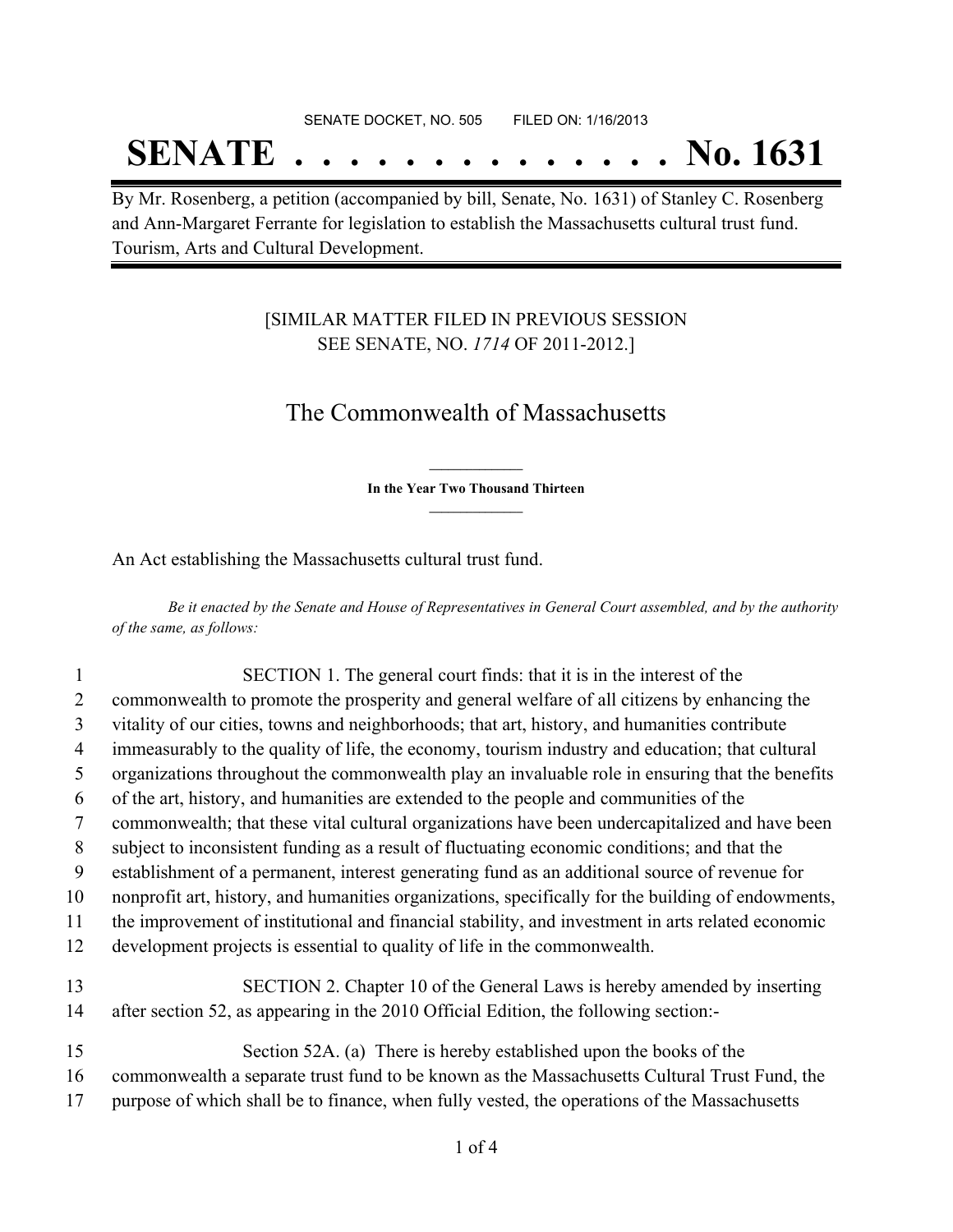SENATE DOCKET, NO. 505 FILED ON: 1/16/2013

# SENATE . . . . . . . . . . . . . . No. 1631

By Mr. Rosenberg, a petition (accompanied by bill, Senate, No. 1631) of Stanley C. Rosenberg and Ann-Margaret Ferrante for legislation to establish the Massachusetts cultural trust fund. Tourism, Arts and Cultural Development.

[SIMILAR MATTER FILED IN PREVIOUS SESSION
SEE SENATE, NO. *1714* OF 2011-2012.]

## The Commonwealth of Massachusetts

**In the Year Two Thousand Thirteen**

An Act establishing the Massachusetts cultural trust fund.

*Be it enacted by the Senate and House of Representatives in General Court assembled, and by the authority of the same, as follows:*

1 SECTION 1. The general court finds: that it is in the interest of the
2 commonwealth to promote the prosperity and general welfare of all citizens by enhancing the
3 vitality of our cities, towns and neighborhoods; that art, history, and humanities contribute
4 immeasurably to the quality of life, the economy, tourism industry and education; that cultural
5 organizations throughout the commonwealth play an invaluable role in ensuring that the benefits
6 of the art, history, and humanities are extended to the people and communities of the
7 commonwealth; that these vital cultural organizations have been undercapitalized and have been
8 subject to inconsistent funding as a result of fluctuating economic conditions; and that the
9 establishment of a permanent, interest generating fund as an additional source of revenue for
10 nonprofit art, history, and humanities organizations, specifically for the building of endowments,
11 the improvement of institutional and financial stability, and investment in arts related economic
12 development projects is essential to quality of life in the commonwealth.

13 SECTION 2. Chapter 10 of the General Laws is hereby amended by inserting
14 after section 52, as appearing in the 2010 Official Edition, the following section:-

15 Section 52A. (a) There is hereby established upon the books of the
16 commonwealth a separate trust fund to be known as the Massachusetts Cultural Trust Fund, the
17 purpose of which shall be to finance, when fully vested, the operations of the Massachusetts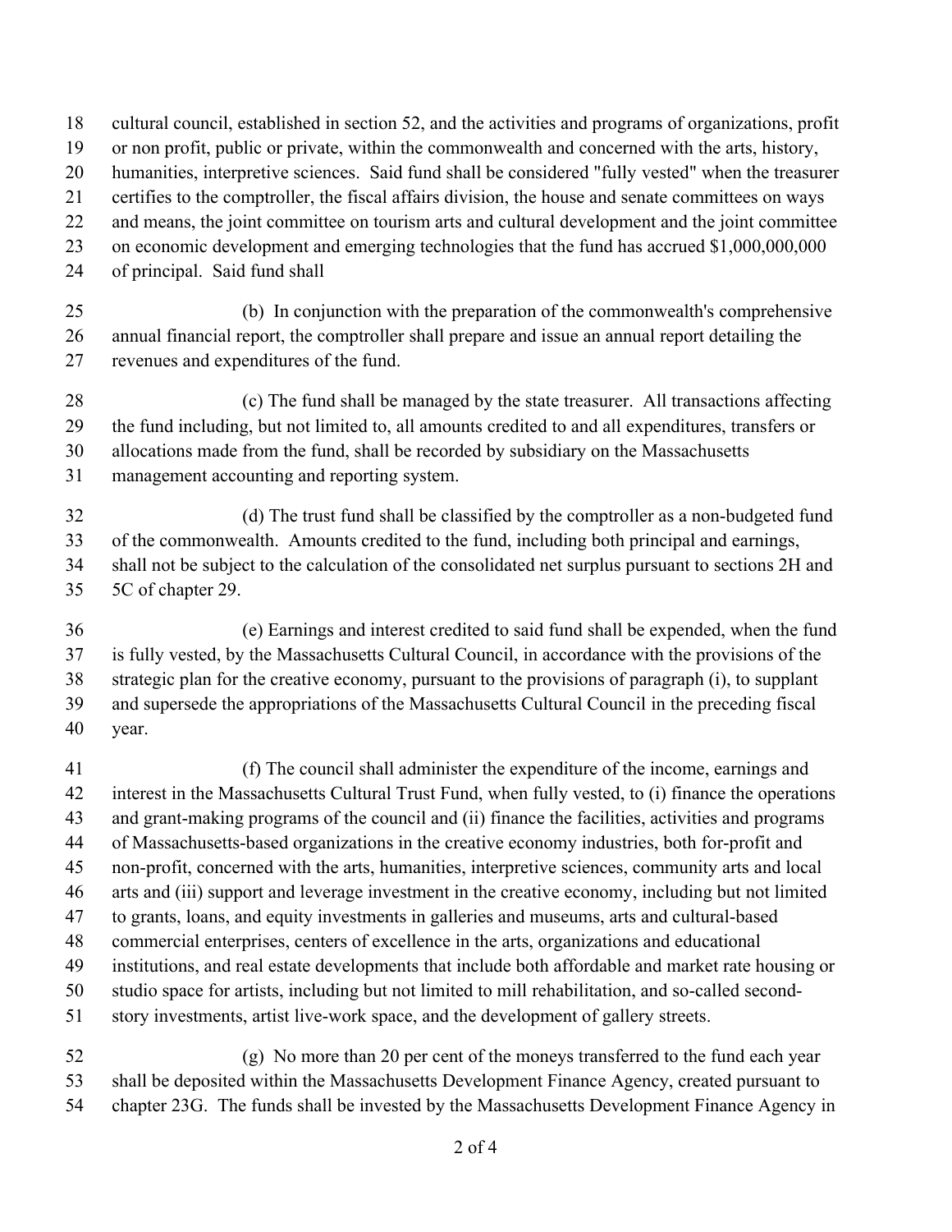cultural council, established in section 52, and the activities and programs of organizations, profit or non profit, public or private, within the commonwealth and concerned with the arts, history, humanities, interpretive sciences. Said fund shall be considered "fully vested" when the treasurer certifies to the comptroller, the fiscal affairs division, the house and senate committees on ways and means, the joint committee on tourism arts and cultural development and the joint committee on economic development and emerging technologies that the fund has accrued $1,000,000,000 of principal. Said fund shall

(b) In conjunction with the preparation of the commonwealth's comprehensive annual financial report, the comptroller shall prepare and issue an annual report detailing the revenues and expenditures of the fund.

(c) The fund shall be managed by the state treasurer. All transactions affecting the fund including, but not limited to, all amounts credited to and all expenditures, transfers or allocations made from the fund, shall be recorded by subsidiary on the Massachusetts management accounting and reporting system.

(d) The trust fund shall be classified by the comptroller as a non-budgeted fund of the commonwealth. Amounts credited to the fund, including both principal and earnings, shall not be subject to the calculation of the consolidated net surplus pursuant to sections 2H and 5C of chapter 29.

(e) Earnings and interest credited to said fund shall be expended, when the fund is fully vested, by the Massachusetts Cultural Council, in accordance with the provisions of the strategic plan for the creative economy, pursuant to the provisions of paragraph (i), to supplant and supersede the appropriations of the Massachusetts Cultural Council in the preceding fiscal year.

(f) The council shall administer the expenditure of the income, earnings and interest in the Massachusetts Cultural Trust Fund, when fully vested, to (i) finance the operations and grant-making programs of the council and (ii) finance the facilities, activities and programs of Massachusetts-based organizations in the creative economy industries, both for-profit and non-profit, concerned with the arts, humanities, interpretive sciences, community arts and local arts and (iii) support and leverage investment in the creative economy, including but not limited to grants, loans, and equity investments in galleries and museums, arts and cultural-based commercial enterprises, centers of excellence in the arts, organizations and educational institutions, and real estate developments that include both affordable and market rate housing or studio space for artists, including but not limited to mill rehabilitation, and so-called second-story investments, artist live-work space, and the development of gallery streets.

(g) No more than 20 per cent of the moneys transferred to the fund each year shall be deposited within the Massachusetts Development Finance Agency, created pursuant to chapter 23G. The funds shall be invested by the Massachusetts Development Finance Agency in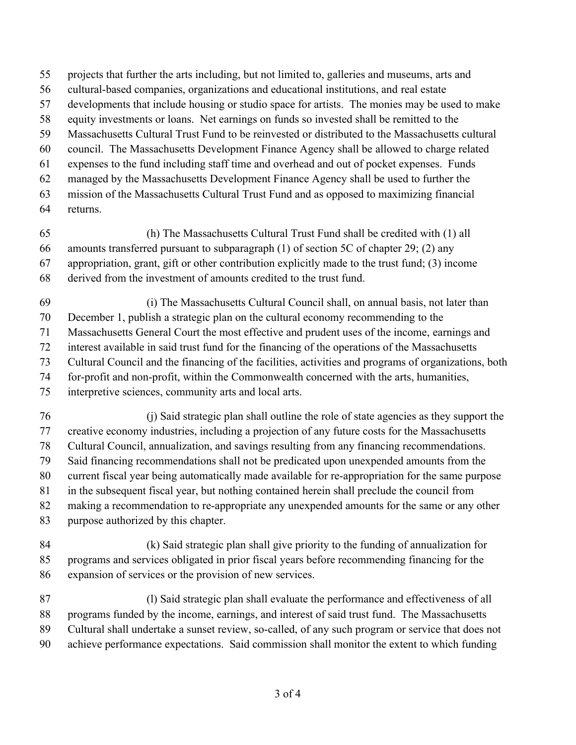projects that further the arts including, but not limited to, galleries and museums, arts and cultural-based companies, organizations and educational institutions, and real estate developments that include housing or studio space for artists. The monies may be used to make equity investments or loans. Net earnings on funds so invested shall be remitted to the Massachusetts Cultural Trust Fund to be reinvested or distributed to the Massachusetts cultural council. The Massachusetts Development Finance Agency shall be allowed to charge related expenses to the fund including staff time and overhead and out of pocket expenses. Funds managed by the Massachusetts Development Finance Agency shall be used to further the mission of the Massachusetts Cultural Trust Fund and as opposed to maximizing financial returns.

(h) The Massachusetts Cultural Trust Fund shall be credited with (1) all amounts transferred pursuant to subparagraph (1) of section 5C of chapter 29; (2) any appropriation, grant, gift or other contribution explicitly made to the trust fund; (3) income derived from the investment of amounts credited to the trust fund.

(i) The Massachusetts Cultural Council shall, on annual basis, not later than December 1, publish a strategic plan on the cultural economy recommending to the Massachusetts General Court the most effective and prudent uses of the income, earnings and interest available in said trust fund for the financing of the operations of the Massachusetts Cultural Council and the financing of the facilities, activities and programs of organizations, both for-profit and non-profit, within the Commonwealth concerned with the arts, humanities, interpretive sciences, community arts and local arts.

(j) Said strategic plan shall outline the role of state agencies as they support the creative economy industries, including a projection of any future costs for the Massachusetts Cultural Council, annualization, and savings resulting from any financing recommendations. Said financing recommendations shall not be predicated upon unexpended amounts from the current fiscal year being automatically made available for re-appropriation for the same purpose in the subsequent fiscal year, but nothing contained herein shall preclude the council from making a recommendation to re-appropriate any unexpended amounts for the same or any other purpose authorized by this chapter.

(k) Said strategic plan shall give priority to the funding of annualization for programs and services obligated in prior fiscal years before recommending financing for the expansion of services or the provision of new services.

(l) Said strategic plan shall evaluate the performance and effectiveness of all programs funded by the income, earnings, and interest of said trust fund. The Massachusetts Cultural shall undertake a sunset review, so-called, of any such program or service that does not achieve performance expectations. Said commission shall monitor the extent to which funding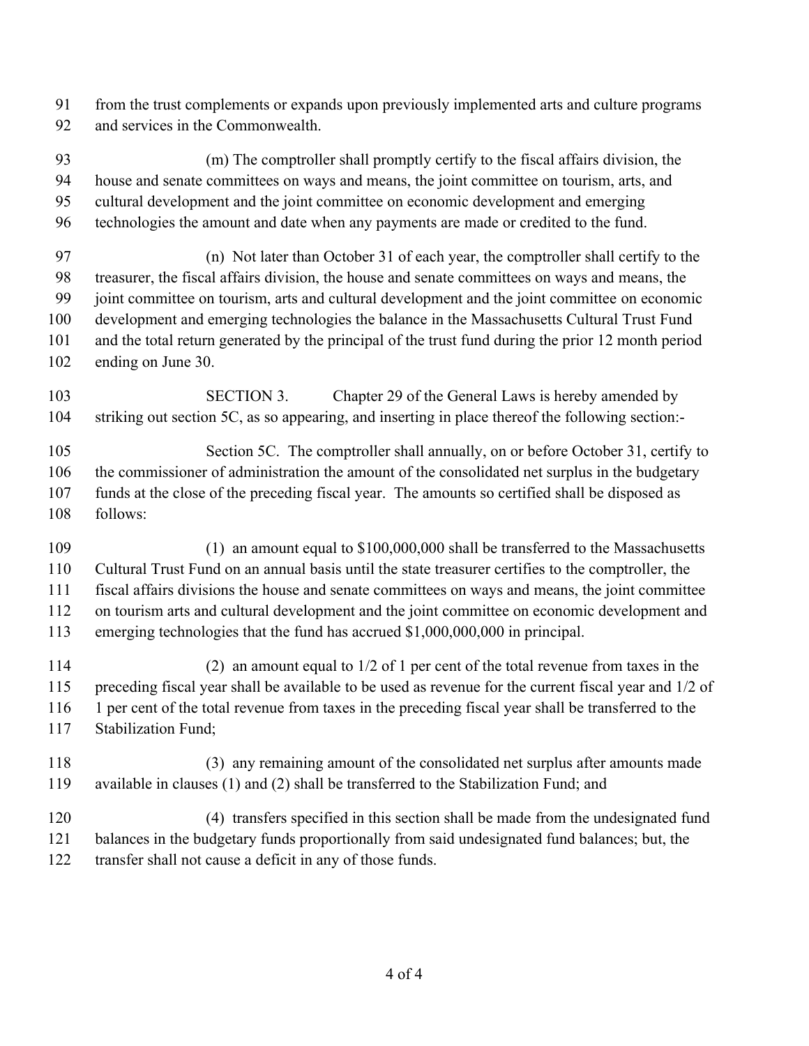from the trust complements or expands upon previously implemented arts and culture programs and services in the Commonwealth.

(m) The comptroller shall promptly certify to the fiscal affairs division, the house and senate committees on ways and means, the joint committee on tourism, arts, and cultural development and the joint committee on economic development and emerging technologies the amount and date when any payments are made or credited to the fund.

(n) Not later than October 31 of each year, the comptroller shall certify to the treasurer, the fiscal affairs division, the house and senate committees on ways and means, the joint committee on tourism, arts and cultural development and the joint committee on economic development and emerging technologies the balance in the Massachusetts Cultural Trust Fund and the total return generated by the principal of the trust fund during the prior 12 month period ending on June 30.

SECTION 3. Chapter 29 of the General Laws is hereby amended by striking out section 5C, as so appearing, and inserting in place thereof the following section:-

Section 5C. The comptroller shall annually, on or before October 31, certify to the commissioner of administration the amount of the consolidated net surplus in the budgetary funds at the close of the preceding fiscal year. The amounts so certified shall be disposed as follows:

(1) an amount equal to $100,000,000 shall be transferred to the Massachusetts Cultural Trust Fund on an annual basis until the state treasurer certifies to the comptroller, the fiscal affairs divisions the house and senate committees on ways and means, the joint committee on tourism arts and cultural development and the joint committee on economic development and emerging technologies that the fund has accrued $1,000,000,000 in principal.

(2) an amount equal to 1/2 of 1 per cent of the total revenue from taxes in the preceding fiscal year shall be available to be used as revenue for the current fiscal year and 1/2 of 1 per cent of the total revenue from taxes in the preceding fiscal year shall be transferred to the Stabilization Fund;

(3) any remaining amount of the consolidated net surplus after amounts made available in clauses (1) and (2) shall be transferred to the Stabilization Fund; and

(4) transfers specified in this section shall be made from the undesignated fund balances in the budgetary funds proportionally from said undesignated fund balances; but, the transfer shall not cause a deficit in any of those funds.